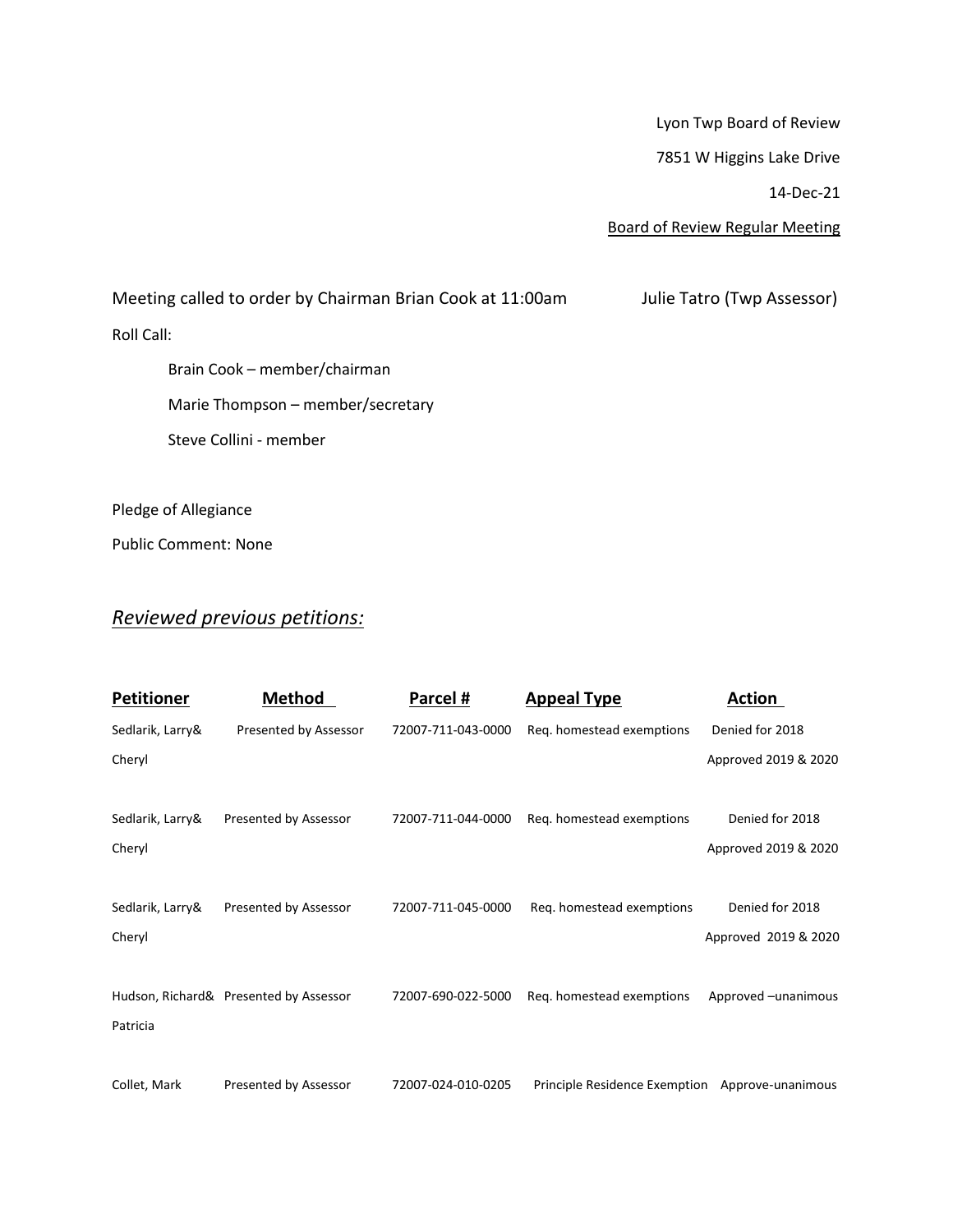Lyon Twp Board of Review

7851 W Higgins Lake Drive

14-Dec-21

Board of Review Regular Meeting

Meeting called to order by Chairman Brian Cook at 11:00am

Julie Tatro (Twp Assessor)

Roll Call:

- Brain Cook – member/chairman
- Marie Thompson – member/secretary
- Steve Collini - member

Pledge of Allegiance

Public Comment: None

## *Reviewed previous petitions:*

| Petitioner | Method | Parcel # | Appeal Type | Action |
|---|---|---|---|---|
| Sedlarik, Larry& Cheryl | Presented by Assessor | 72007-711-043-0000 | Req. homestead exemptions | Denied for 2018 Approved 2019 & 2020 |
| Sedlarik, Larry& Cheryl | Presented by Assessor | 72007-711-044-0000 | Req. homestead exemptions | Denied for 2018 Approved 2019 & 2020 |
| Sedlarik, Larry& Cheryl | Presented by Assessor | 72007-711-045-0000 | Req. homestead exemptions | Denied for 2018 Approved 2019 & 2020 |
| Hudson, Richard& Patricia | Presented by Assessor | 72007-690-022-5000 | Req. homestead exemptions | Approved –unanimous |
| Collet, Mark | Presented by Assessor | 72007-024-010-0205 | Principle Residence Exemption | Approve-unanimous |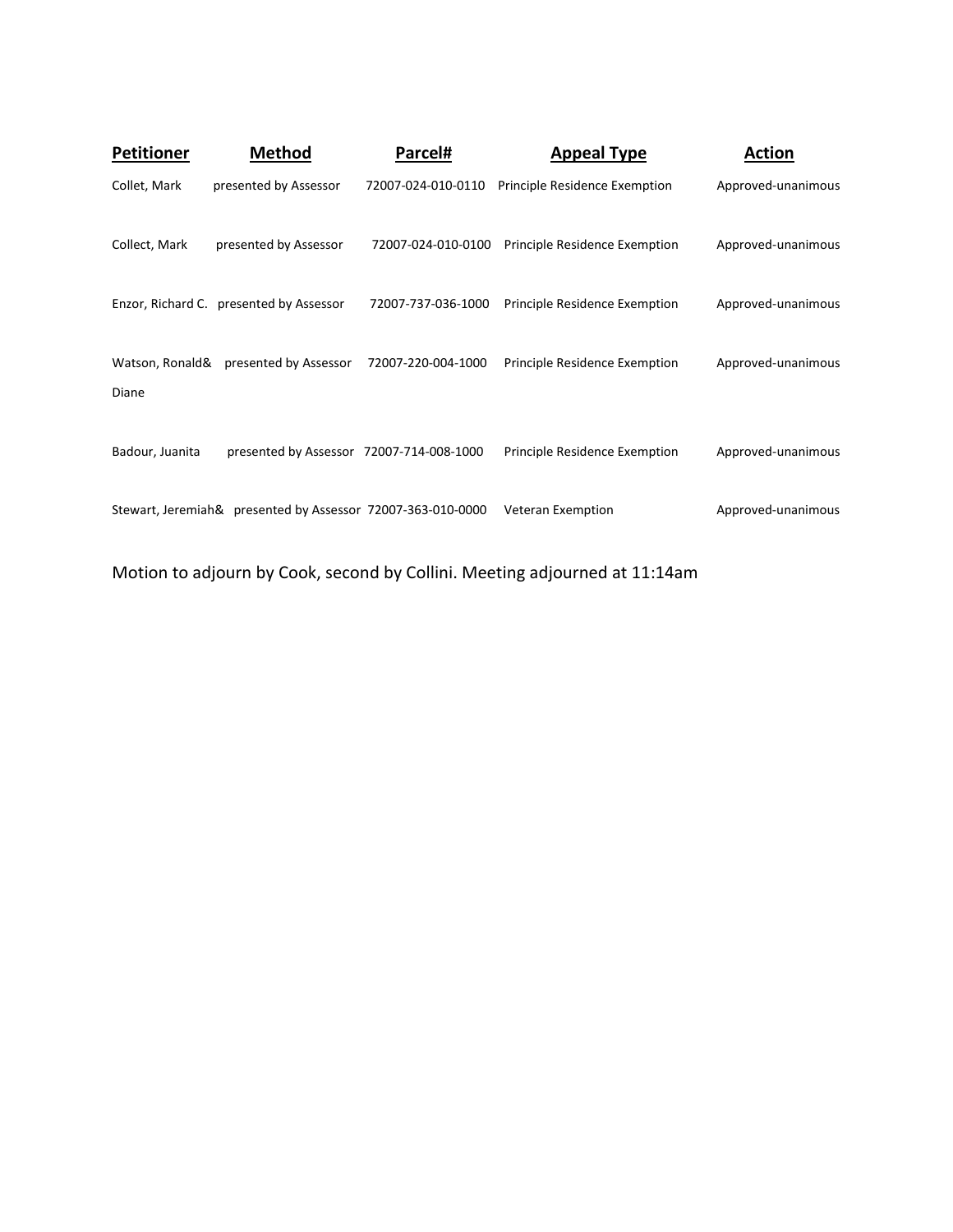| Petitioner | Method | Parcel# | Appeal Type | Action |
|---|---|---|---|---|
| Collet, Mark | presented by Assessor | 72007-024-010-0110 | Principle Residence Exemption | Approved-unanimous |
| Collect, Mark | presented by Assessor | 72007-024-010-0100 | Principle Residence Exemption | Approved-unanimous |
| Enzor, Richard C. | presented by Assessor | 72007-737-036-1000 | Principle Residence Exemption | Approved-unanimous |
| Watson, Ronald& Diane | presented by Assessor | 72007-220-004-1000 | Principle Residence Exemption | Approved-unanimous |
| Badour, Juanita | presented by Assessor | 72007-714-008-1000 | Principle Residence Exemption | Approved-unanimous |
| Stewart, Jeremiah& | presented by Assessor | 72007-363-010-0000 | Veteran Exemption | Approved-unanimous |

Motion to adjourn by Cook, second by Collini. Meeting adjourned at 11:14am